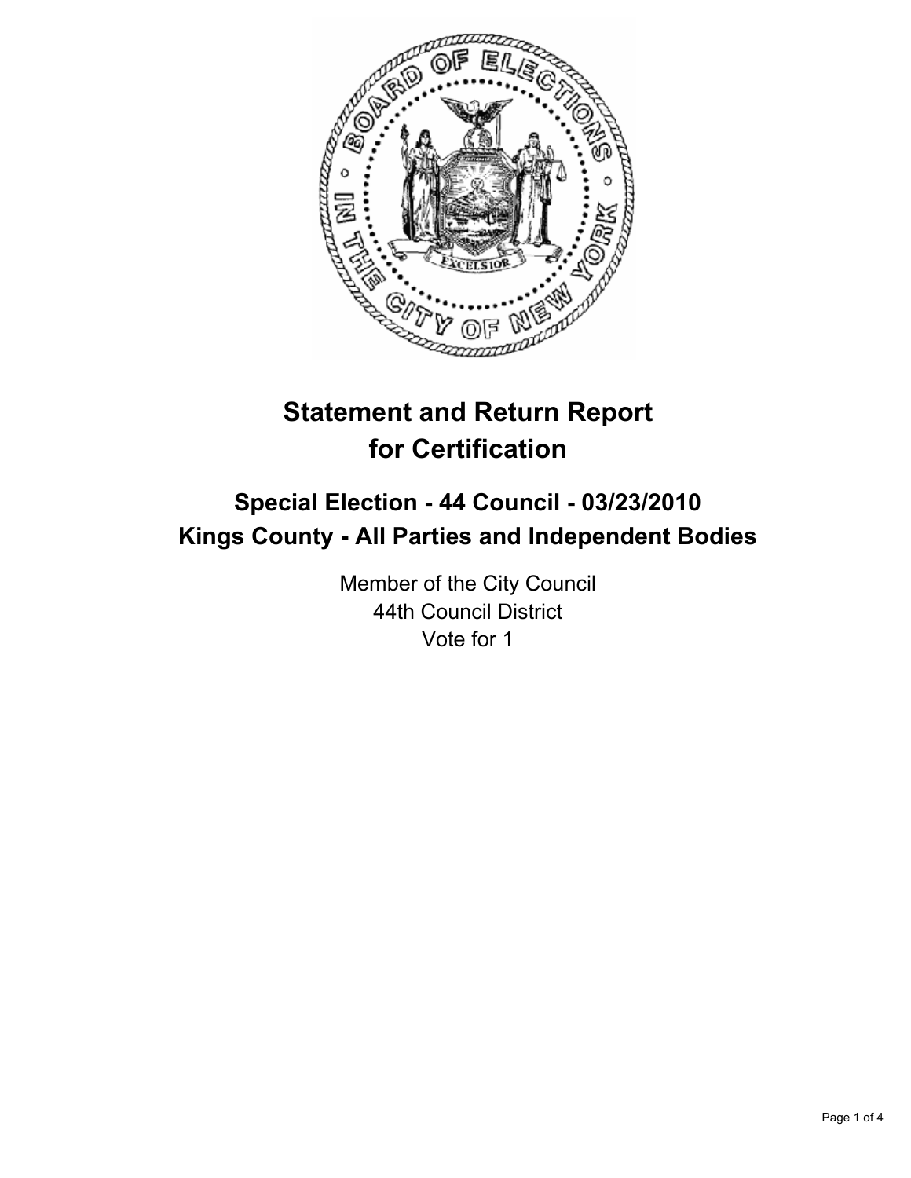# Statement and Return Report for Certification

## Special Election - 44 Council - 03/23/2010
## Kings County - All Parties and Independent Bodies

Member of the City Council
44th Council District
Vote for 1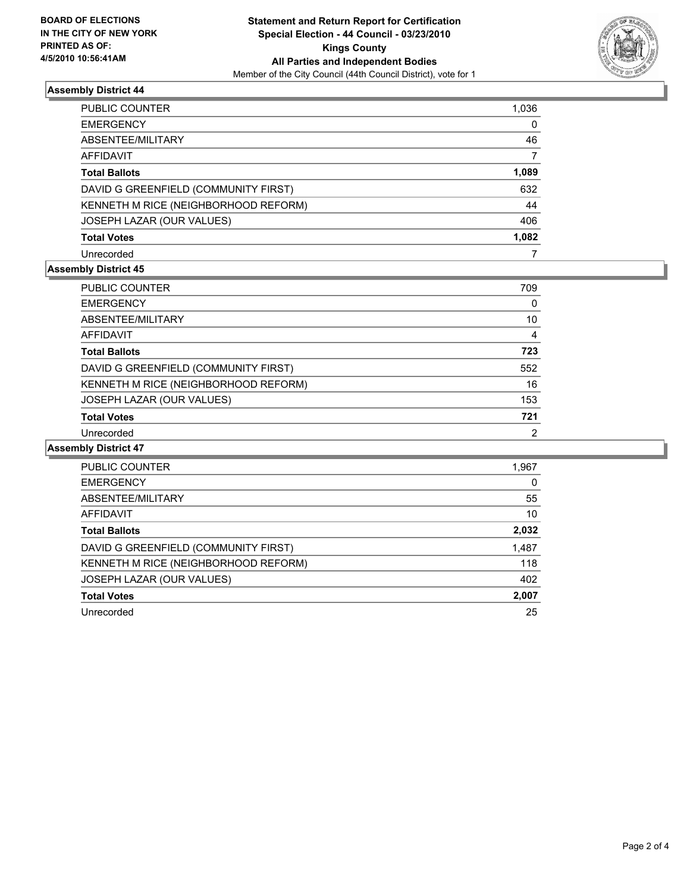**BOARD OF ELECTIONS IN THE CITY OF NEW YORK PRINTED AS OF: 4/5/2010 10:56:41AM**

**Statement and Return Report for Certification**
**Special Election - 44 Council - 03/23/2010**
**Kings County**
**All Parties and Independent Bodies**
Member of the City Council (44th Council District), vote for 1

### Assembly District 44

| | |
|---|---|
| PUBLIC COUNTER | 1,036 |
| EMERGENCY | 0 |
| ABSENTEE/MILITARY | 46 |
| AFFIDAVIT | 7 |
| **Total Ballots** | **1,089** |
| DAVID G GREENFIELD (COMMUNITY FIRST) | 632 |
| KENNETH M RICE (NEIGHBORHOOD REFORM) | 44 |
| JOSEPH LAZAR (OUR VALUES) | 406 |
| **Total Votes** | **1,082** |
| Unrecorded | 7 |

### Assembly District 45

| | |
|---|---|
| PUBLIC COUNTER | 709 |
| EMERGENCY | 0 |
| ABSENTEE/MILITARY | 10 |
| AFFIDAVIT | 4 |
| **Total Ballots** | **723** |
| DAVID G GREENFIELD (COMMUNITY FIRST) | 552 |
| KENNETH M RICE (NEIGHBORHOOD REFORM) | 16 |
| JOSEPH LAZAR (OUR VALUES) | 153 |
| **Total Votes** | **721** |
| Unrecorded | 2 |

### Assembly District 47

| | |
|---|---|
| PUBLIC COUNTER | 1,967 |
| EMERGENCY | 0 |
| ABSENTEE/MILITARY | 55 |
| AFFIDAVIT | 10 |
| **Total Ballots** | **2,032** |
| DAVID G GREENFIELD (COMMUNITY FIRST) | 1,487 |
| KENNETH M RICE (NEIGHBORHOOD REFORM) | 118 |
| JOSEPH LAZAR (OUR VALUES) | 402 |
| **Total Votes** | **2,007** |
| Unrecorded | 25 |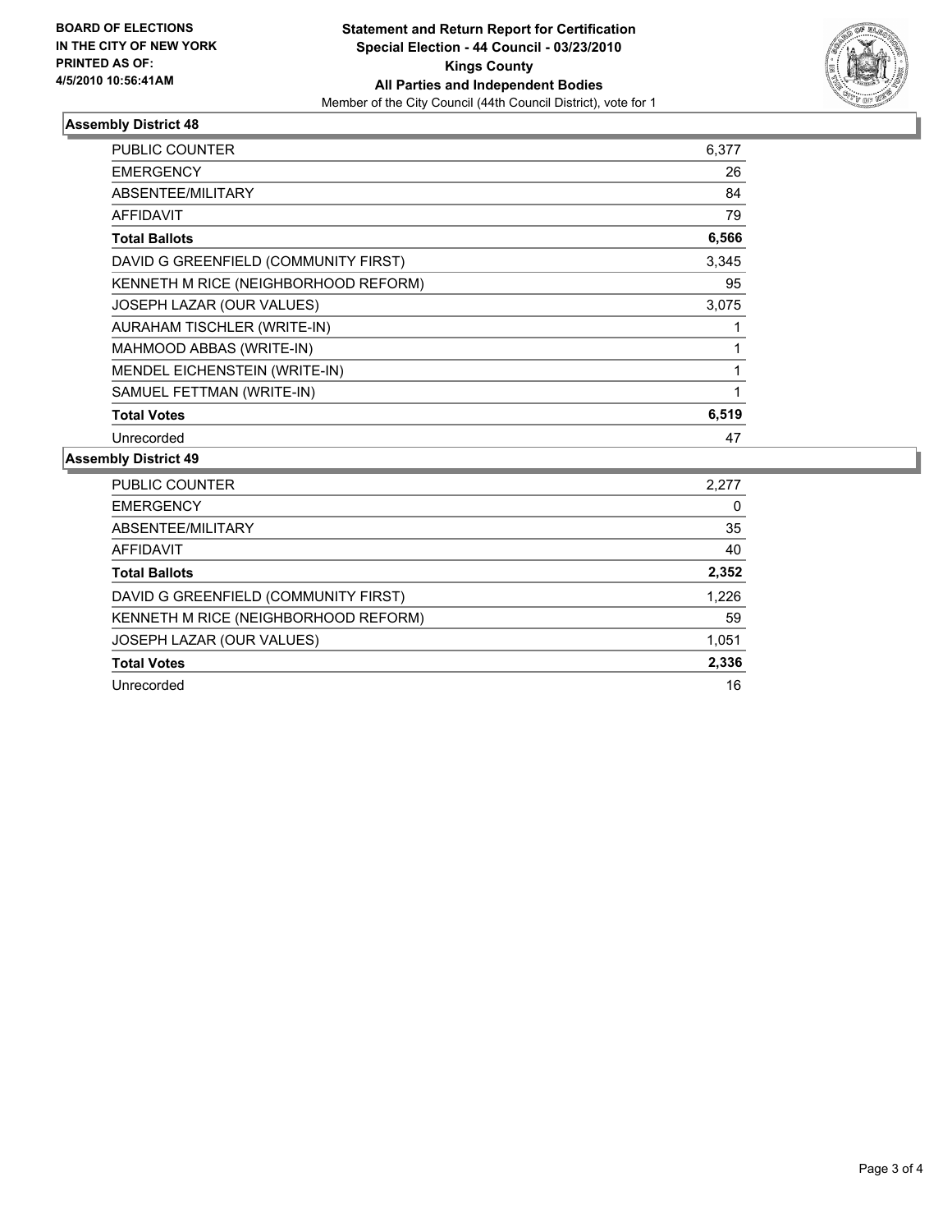**BOARD OF ELECTIONS IN THE CITY OF NEW YORK PRINTED AS OF: 4/5/2010 10:56:41AM**

**Statement and Return Report for Certification**
**Special Election - 44 Council - 03/23/2010**
**Kings County**
**All Parties and Independent Bodies**
Member of the City Council (44th Council District), vote for 1

### Assembly District 48

| | |
|---|---|
| PUBLIC COUNTER | 6,377 |
| EMERGENCY | 26 |
| ABSENTEE/MILITARY | 84 |
| AFFIDAVIT | 79 |
| **Total Ballots** | **6,566** |
| DAVID G GREENFIELD (COMMUNITY FIRST) | 3,345 |
| KENNETH M RICE (NEIGHBORHOOD REFORM) | 95 |
| JOSEPH LAZAR (OUR VALUES) | 3,075 |
| AURAHAM TISCHLER (WRITE-IN) | 1 |
| MAHMOOD ABBAS (WRITE-IN) | 1 |
| MENDEL EICHENSTEIN (WRITE-IN) | 1 |
| SAMUEL FETTMAN (WRITE-IN) | 1 |
| **Total Votes** | **6,519** |
| Unrecorded | 47 |

### Assembly District 49

| | |
|---|---|
| PUBLIC COUNTER | 2,277 |
| EMERGENCY | 0 |
| ABSENTEE/MILITARY | 35 |
| AFFIDAVIT | 40 |
| **Total Ballots** | **2,352** |
| DAVID G GREENFIELD (COMMUNITY FIRST) | 1,226 |
| KENNETH M RICE (NEIGHBORHOOD REFORM) | 59 |
| JOSEPH LAZAR (OUR VALUES) | 1,051 |
| **Total Votes** | **2,336** |
| Unrecorded | 16 |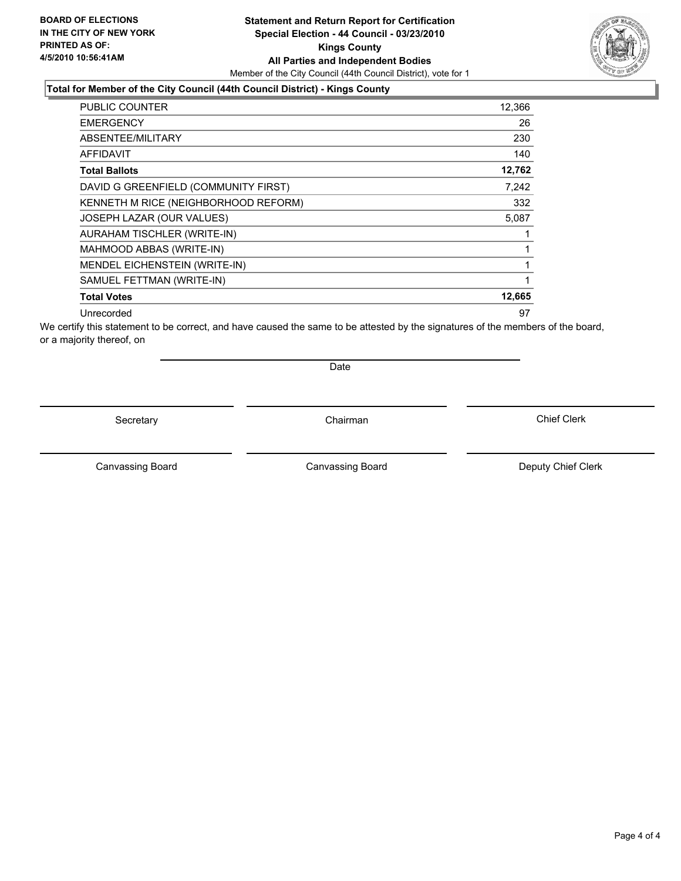**BOARD OF ELECTIONS IN THE CITY OF NEW YORK PRINTED AS OF: 4/5/2010 10:56:41AM**

**Statement and Return Report for Certification**
**Special Election - 44 Council - 03/23/2010**
**Kings County**
**All Parties and Independent Bodies**
Member of the City Council (44th Council District), vote for 1

**Total for Member of the City Council (44th Council District) - Kings County**

| | |
|---|---|
| PUBLIC COUNTER | 12,366 |
| EMERGENCY | 26 |
| ABSENTEE/MILITARY | 230 |
| AFFIDAVIT | 140 |
| **Total Ballots** | **12,762** |
| DAVID G GREENFIELD (COMMUNITY FIRST) | 7,242 |
| KENNETH M RICE (NEIGHBORHOOD REFORM) | 332 |
| JOSEPH LAZAR (OUR VALUES) | 5,087 |
| AURAHAM TISCHLER (WRITE-IN) | 1 |
| MAHMOOD ABBAS (WRITE-IN) | 1 |
| MENDEL EICHENSTEIN (WRITE-IN) | 1 |
| SAMUEL FETTMAN (WRITE-IN) | 1 |
| **Total Votes** | **12,665** |
| Unrecorded | 97 |

We certify this statement to be correct, and have caused the same to be attested by the signatures of the members of the board, or a majority thereof, on

Date

Secretary

Chairman

Chief Clerk

Canvassing Board

Canvassing Board

Deputy Chief Clerk